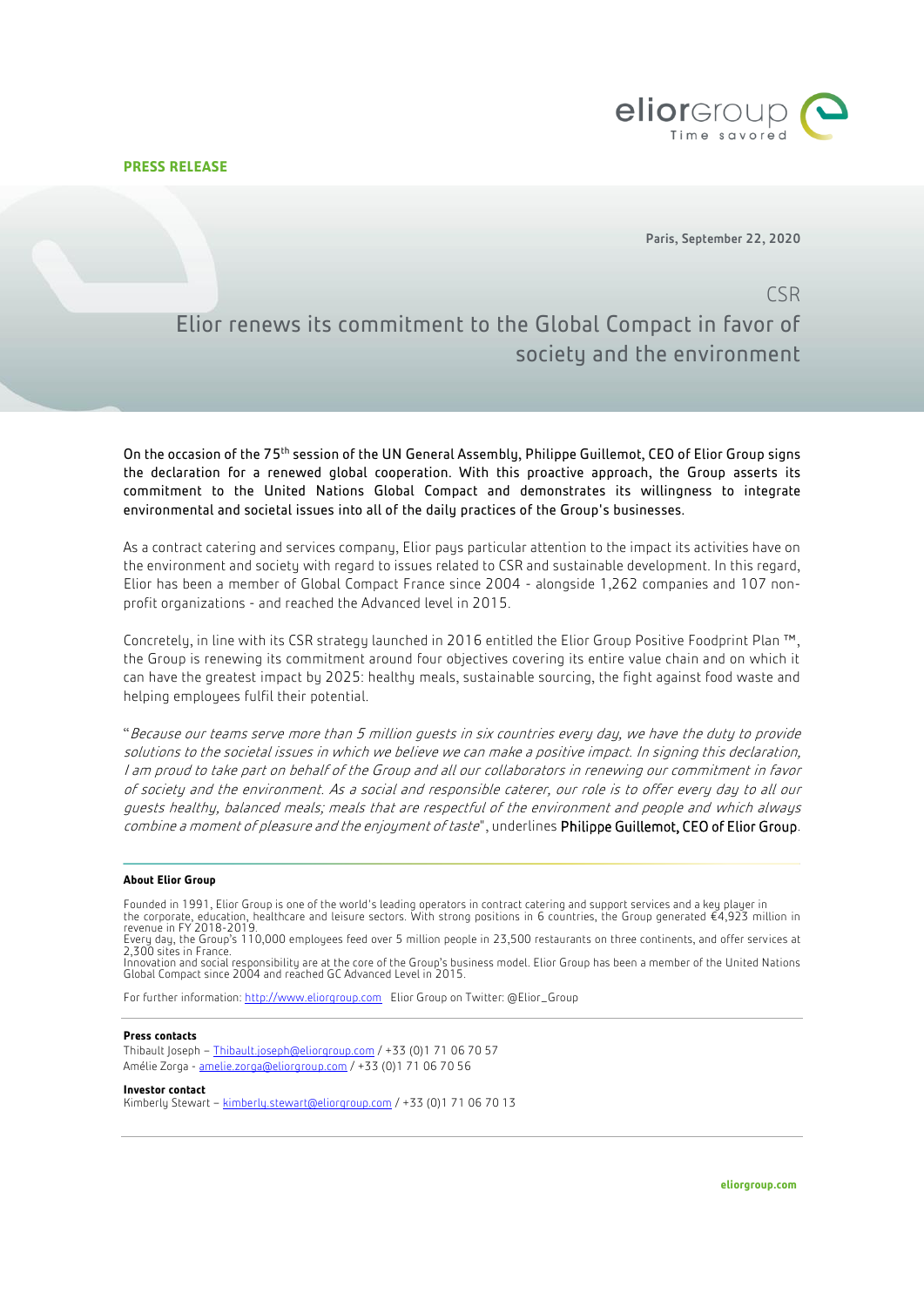**PRESS RELEASE**

Paris, September 22, 2020

CSR

# Elior renews its commitment to the Global Compact in favor of society and the environment

On the occasion of the 75th session of the UN General Assembly, Philippe Guillemot, CEO of Elior Group signs the declaration for a renewed global cooperation. With this proactive approach, the Group asserts its commitment to the United Nations Global Compact and demonstrates its willingness to integrate environmental and societal issues into all of the daily practices of the Group's businesses.

As a contract catering and services company, Elior pays particular attention to the impact its activities have on the environment and society with regard to issues related to CSR and sustainable development. In this regard, Elior has been a member of Global Compact France since 2004 - alongside 1,262 companies and 107 non-profit organizations - and reached the Advanced level in 2015.

Concretely, in line with its CSR strategy launched in 2016 entitled the Elior Group Positive Foodprint Plan ™, the Group is renewing its commitment around four objectives covering its entire value chain and on which it can have the greatest impact by 2025: healthy meals, sustainable sourcing, the fight against food waste and helping employees fulfil their potential.

"*Because our teams serve more than 5 million guests in six countries every day, we have the duty to provide solutions to the societal issues in which we believe we can make a positive impact. In signing this declaration, I am proud to take part on behalf of the Group and all our collaborators in renewing our commitment in favor of society and the environment. As a social and responsible caterer, our role is to offer every day to all our guests healthy, balanced meals; meals that are respectful of the environment and people and which always combine a moment of pleasure and the enjoyment of taste*", underlines Philippe Guillemot, CEO of Elior Group.

**About Elior Group**

Founded in 1991, Elior Group is one of the world's leading operators in contract catering and support services and a key player in the corporate, education, healthcare and leisure sectors. With strong positions in 6 countries, the Group generated €4,923 million in revenue in FY 2018-2019.
Every day, the Group's 110,000 employees feed over 5 million people in 23,500 restaurants on three continents, and offer services at 2,300 sites in France.
Innovation and social responsibility are at the core of the Group's business model. Elior Group has been a member of the United Nations Global Compact since 2004 and reached GC Advanced Level in 2015.

For further information: http://www.eliorgroup.com Elior Group on Twitter: @Elior_Group

**Press contacts**
Thibault Joseph – Thibault.joseph@eliorgroup.com / +33 (0)1 71 06 70 57
Amélie Zorga - amelie.zorga@eliorgroup.com / +33 (0)1 71 06 70 56

**Investor contact**
Kimberly Stewart – kimberly.stewart@eliorgroup.com / +33 (0)1 71 06 70 13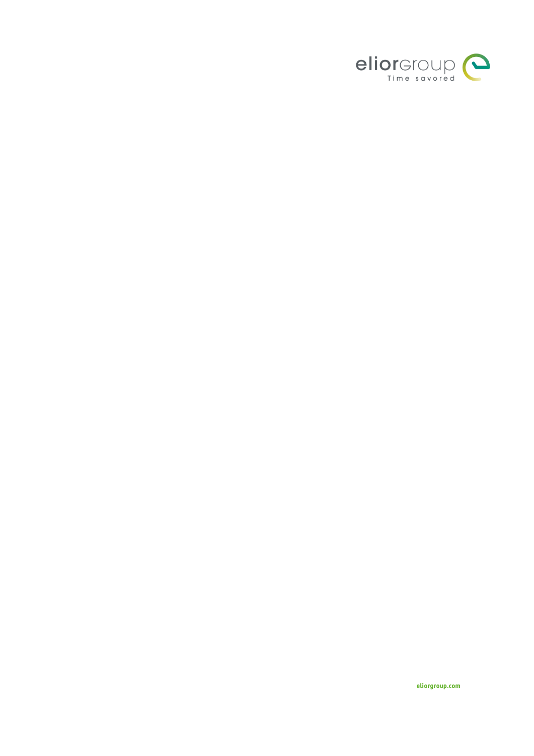eliorgroup
Time savored

eliorgroup.com